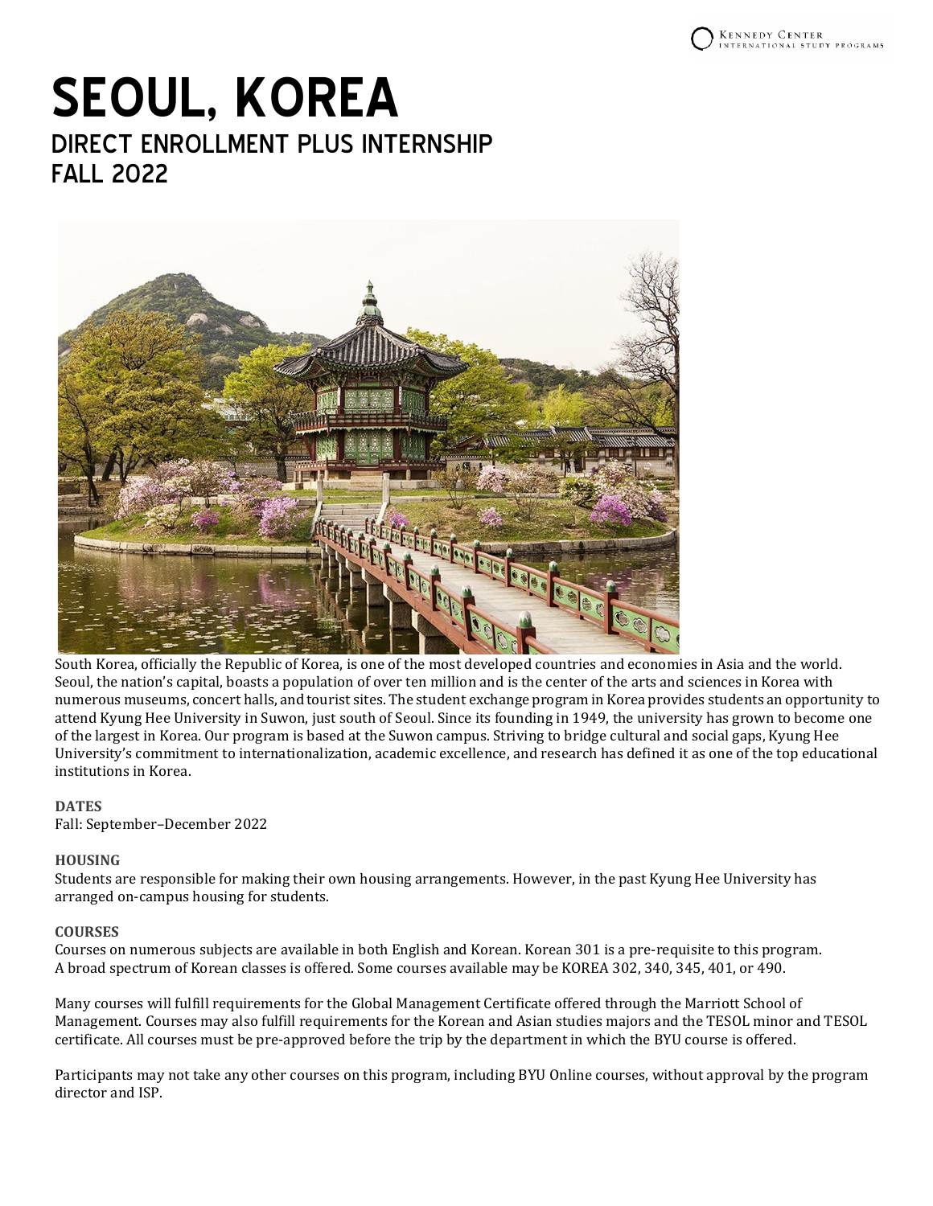# SEOUL, KOREA

## DIRECT ENROLLMENT PLUS INTERNSHIP
## FALL 2022

South Korea, officially the Republic of Korea, is one of the most developed countries and economies in Asia and the world. Seoul, the nation's capital, boasts a population of over ten million and is the center of the arts and sciences in Korea with numerous museums, concert halls, and tourist sites. The student exchange program in Korea provides students an opportunity to attend Kyung Hee University in Suwon, just south of Seoul. Since its founding in 1949, the university has grown to become one of the largest in Korea. Our program is based at the Suwon campus. Striving to bridge cultural and social gaps, Kyung Hee University's commitment to internationalization, academic excellence, and research has defined it as one of the top educational institutions in Korea.

### DATES

Fall: September–December 2022

### HOUSING

Students are responsible for making their own housing arrangements. However, in the past Kyung Hee University has arranged on-campus housing for students.

### COURSES

Courses on numerous subjects are available in both English and Korean. Korean 301 is a pre-requisite to this program. A broad spectrum of Korean classes is offered. Some courses available may be KOREA 302, 340, 345, 401, or 490.

Many courses will fulfill requirements for the Global Management Certificate offered through the Marriott School of Management. Courses may also fulfill requirements for the Korean and Asian studies majors and the TESOL minor and TESOL certificate. All courses must be pre-approved before the trip by the department in which the BYU course is offered.

Participants may not take any other courses on this program, including BYU Online courses, without approval by the program director and ISP.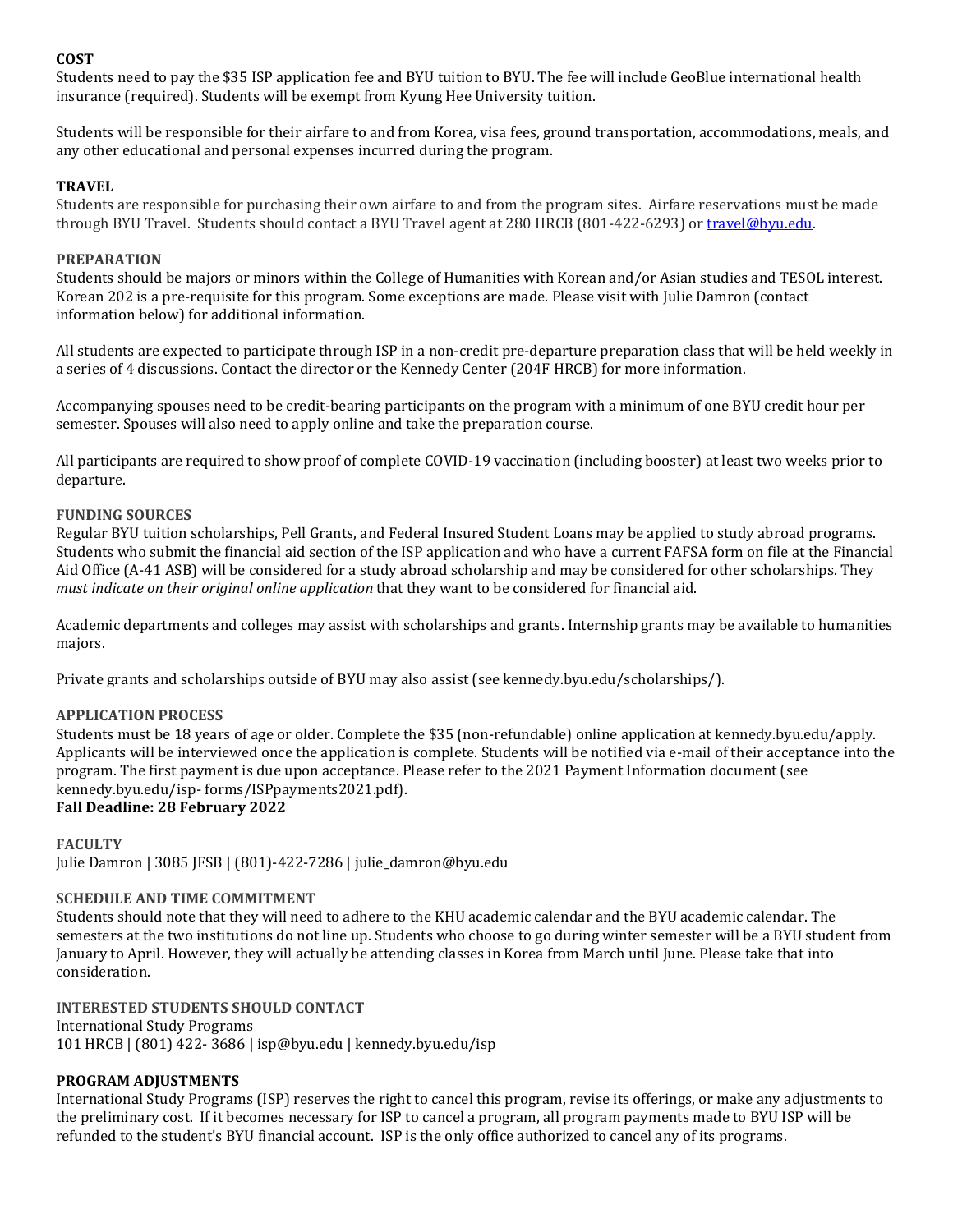## COST

Students need to pay the $35 ISP application fee and BYU tuition to BYU. The fee will include GeoBlue international health insurance (required). Students will be exempt from Kyung Hee University tuition.

Students will be responsible for their airfare to and from Korea, visa fees, ground transportation, accommodations, meals, and any other educational and personal expenses incurred during the program.

## TRAVEL

Students are responsible for purchasing their own airfare to and from the program sites. Airfare reservations must be made through BYU Travel. Students should contact a BYU Travel agent at 280 HRCB (801-422-6293) or travel@byu.edu.

## PREPARATION

Students should be majors or minors within the College of Humanities with Korean and/or Asian studies and TESOL interest. Korean 202 is a pre-requisite for this program. Some exceptions are made. Please visit with Julie Damron (contact information below) for additional information.

All students are expected to participate through ISP in a non-credit pre-departure preparation class that will be held weekly in a series of 4 discussions. Contact the director or the Kennedy Center (204F HRCB) for more information.

Accompanying spouses need to be credit-bearing participants on the program with a minimum of one BYU credit hour per semester. Spouses will also need to apply online and take the preparation course.

All participants are required to show proof of complete COVID-19 vaccination (including booster) at least two weeks prior to departure.

## FUNDING SOURCES

Regular BYU tuition scholarships, Pell Grants, and Federal Insured Student Loans may be applied to study abroad programs. Students who submit the financial aid section of the ISP application and who have a current FAFSA form on file at the Financial Aid Office (A-41 ASB) will be considered for a study abroad scholarship and may be considered for other scholarships. They *must indicate on their original online application* that they want to be considered for financial aid.

Academic departments and colleges may assist with scholarships and grants. Internship grants may be available to humanities majors.

Private grants and scholarships outside of BYU may also assist (see kennedy.byu.edu/scholarships/).

## APPLICATION PROCESS

Students must be 18 years of age or older. Complete the $35 (non-refundable) online application at kennedy.byu.edu/apply. Applicants will be interviewed once the application is complete. Students will be notified via e-mail of their acceptance into the program. The first payment is due upon acceptance. Please refer to the 2021 Payment Information document (see kennedy.byu.edu/isp- forms/ISPpayments2021.pdf).

**Fall Deadline: 28 February 2022**

## FACULTY

Julie Damron | 3085 JFSB | (801)-422-7286 | julie_damron@byu.edu

## SCHEDULE AND TIME COMMITMENT

Students should note that they will need to adhere to the KHU academic calendar and the BYU academic calendar. The semesters at the two institutions do not line up. Students who choose to go during winter semester will be a BYU student from January to April. However, they will actually be attending classes in Korea from March until June. Please take that into consideration.

## INTERESTED STUDENTS SHOULD CONTACT

International Study Programs
101 HRCB | (801) 422- 3686 | isp@byu.edu | kennedy.byu.edu/isp

## PROGRAM ADJUSTMENTS

International Study Programs (ISP) reserves the right to cancel this program, revise its offerings, or make any adjustments to the preliminary cost. If it becomes necessary for ISP to cancel a program, all program payments made to BYU ISP will be refunded to the student's BYU financial account. ISP is the only office authorized to cancel any of its programs.